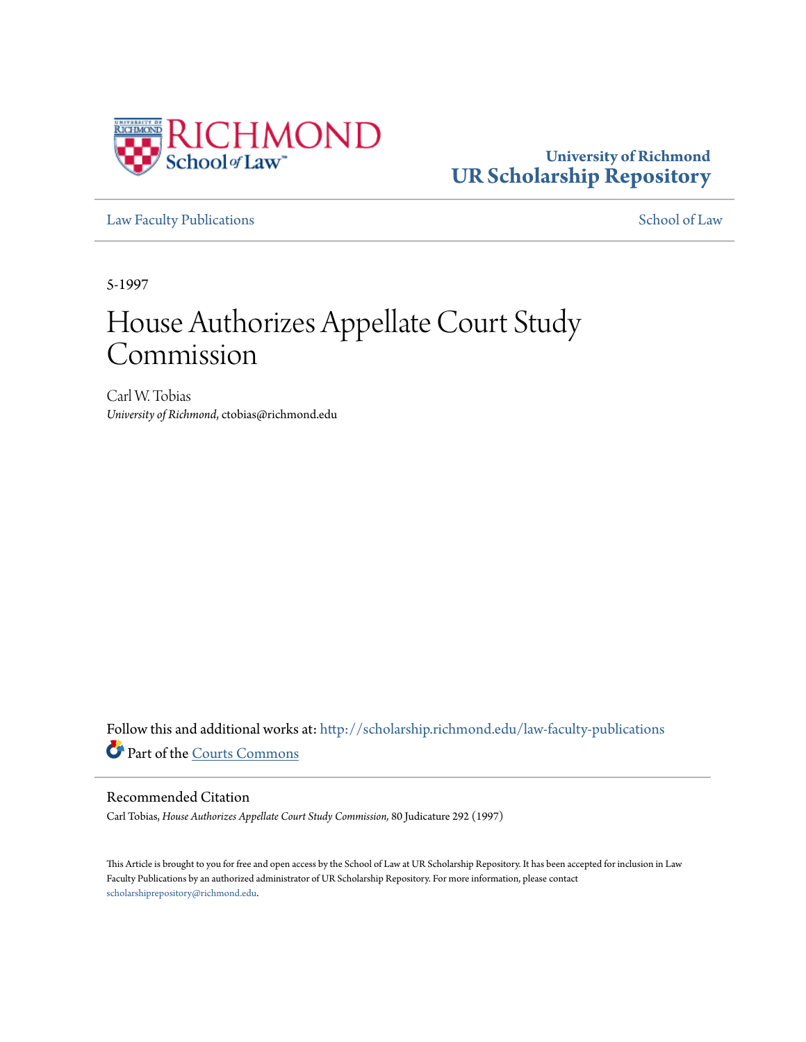University of Richmond
**UR Scholarship Repository**

Law Faculty Publications | School of Law

5-1997

# House Authorizes Appellate Court Study Commission

Carl W. Tobias
*University of Richmond*, ctobias@richmond.edu

Follow this and additional works at: http://scholarship.richmond.edu/law-faculty-publications

Part of the Courts Commons

## Recommended Citation

Carl Tobias, *House Authorizes Appellate Court Study Commission,* 80 Judicature 292 (1997)

This Article is brought to you for free and open access by the School of Law at UR Scholarship Repository. It has been accepted for inclusion in Law Faculty Publications by an authorized administrator of UR Scholarship Repository. For more information, please contact scholarshiprepository@richmond.edu.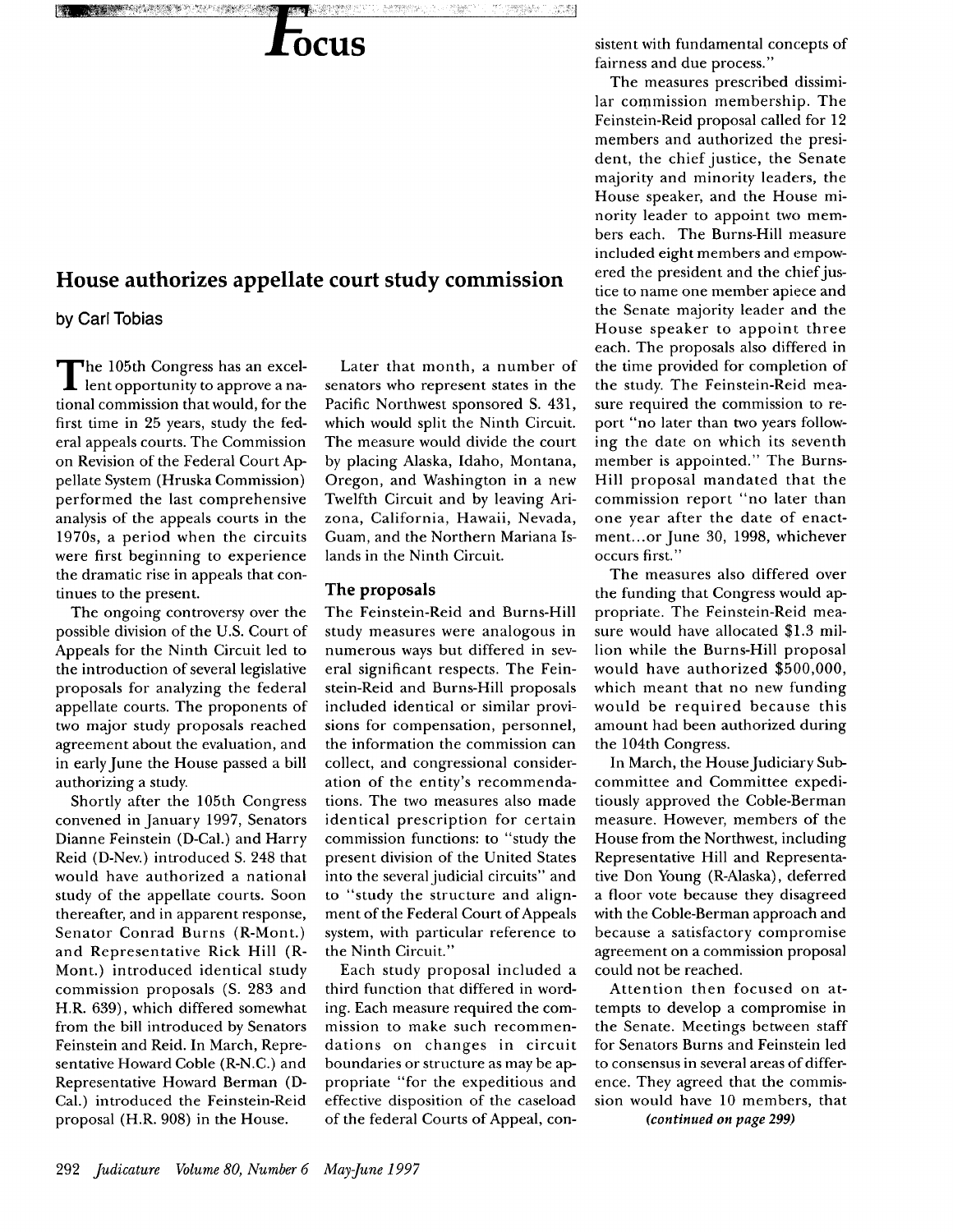# Focus

## House authorizes appellate court study commission

by Carl Tobias

The 105th Congress has an excellent opportunity to approve a national commission that would, for the first time in 25 years, study the federal appeals courts. The Commission on Revision of the Federal Court Appellate System (Hruska Commission) performed the last comprehensive analysis of the appeals courts in the 1970s, a period when the circuits were first beginning to experience the dramatic rise in appeals that continues to the present.

The ongoing controversy over the possible division of the U.S. Court of Appeals for the Ninth Circuit led to the introduction of several legislative proposals for analyzing the federal appellate courts. The proponents of two major study proposals reached agreement about the evaluation, and in early June the House passed a bill authorizing a study.

Shortly after the 105th Congress convened in January 1997, Senators Dianne Feinstein (D-Cal.) and Harry Reid (D-Nev.) introduced S. 248 that would have authorized a national study of the appellate courts. Soon thereafter, and in apparent response, Senator Conrad Burns (R-Mont.) and Representative Rick Hill (R-Mont.) introduced identical study commission proposals (S. 283 and H.R. 639), which differed somewhat from the bill introduced by Senators Feinstein and Reid. In March, Representative Howard Coble (R-N.C.) and Representative Howard Berman (D-Cal.) introduced the Feinstein-Reid proposal (H.R. 908) in the House.

Later that month, a number of senators who represent states in the Pacific Northwest sponsored S. 431, which would split the Ninth Circuit. The measure would divide the court by placing Alaska, Idaho, Montana, Oregon, and Washington in a new Twelfth Circuit and by leaving Arizona, California, Hawaii, Nevada, Guam, and the Northern Mariana Islands in the Ninth Circuit.

### The proposals

The Feinstein-Reid and Burns-Hill study measures were analogous in numerous ways but differed in several significant respects. The Feinstein-Reid and Burns-Hill proposals included identical or similar provisions for compensation, personnel, the information the commission can collect, and congressional consideration of the entity's recommendations. The two measures also made identical prescription for certain commission functions: to "study the present division of the United States into the several judicial circuits" and to "study the structure and alignment of the Federal Court of Appeals system, with particular reference to the Ninth Circuit."

Each study proposal included a third function that differed in wording. Each measure required the commission to make such recommendations on changes in circuit boundaries or structure as may be appropriate "for the expeditious and effective disposition of the caseload of the federal Courts of Appeal, consistent with fundamental concepts of fairness and due process."

The measures prescribed dissimilar commission membership. The Feinstein-Reid proposal called for 12 members and authorized the president, the chief justice, the Senate majority and minority leaders, the House speaker, and the House minority leader to appoint two members each. The Burns-Hill measure included eight members and empowered the president and the chief justice to name one member apiece and the Senate majority leader and the House speaker to appoint three each. The proposals also differed in the time provided for completion of the study. The Feinstein-Reid measure required the commission to report "no later than two years following the date on which its seventh member is appointed." The Burns-Hill proposal mandated that the commission report "no later than one year after the date of enactment...or June 30, 1998, whichever occurs first."

The measures also differed over the funding that Congress would appropriate. The Feinstein-Reid measure would have allocated $1.3 million while the Burns-Hill proposal would have authorized $500,000, which meant that no new funding would be required because this amount had been authorized during the 104th Congress.

In March, the House Judiciary Subcommittee and Committee expeditiously approved the Coble-Berman measure. However, members of the House from the Northwest, including Representative Hill and Representative Don Young (R-Alaska), deferred a floor vote because they disagreed with the Coble-Berman approach and because a satisfactory compromise agreement on a commission proposal could not be reached.

Attention then focused on attempts to develop a compromise in the Senate. Meetings between staff for Senators Burns and Feinstein led to consensus in several areas of difference. They agreed that the commission would have 10 members, that

*(continued on page 299)*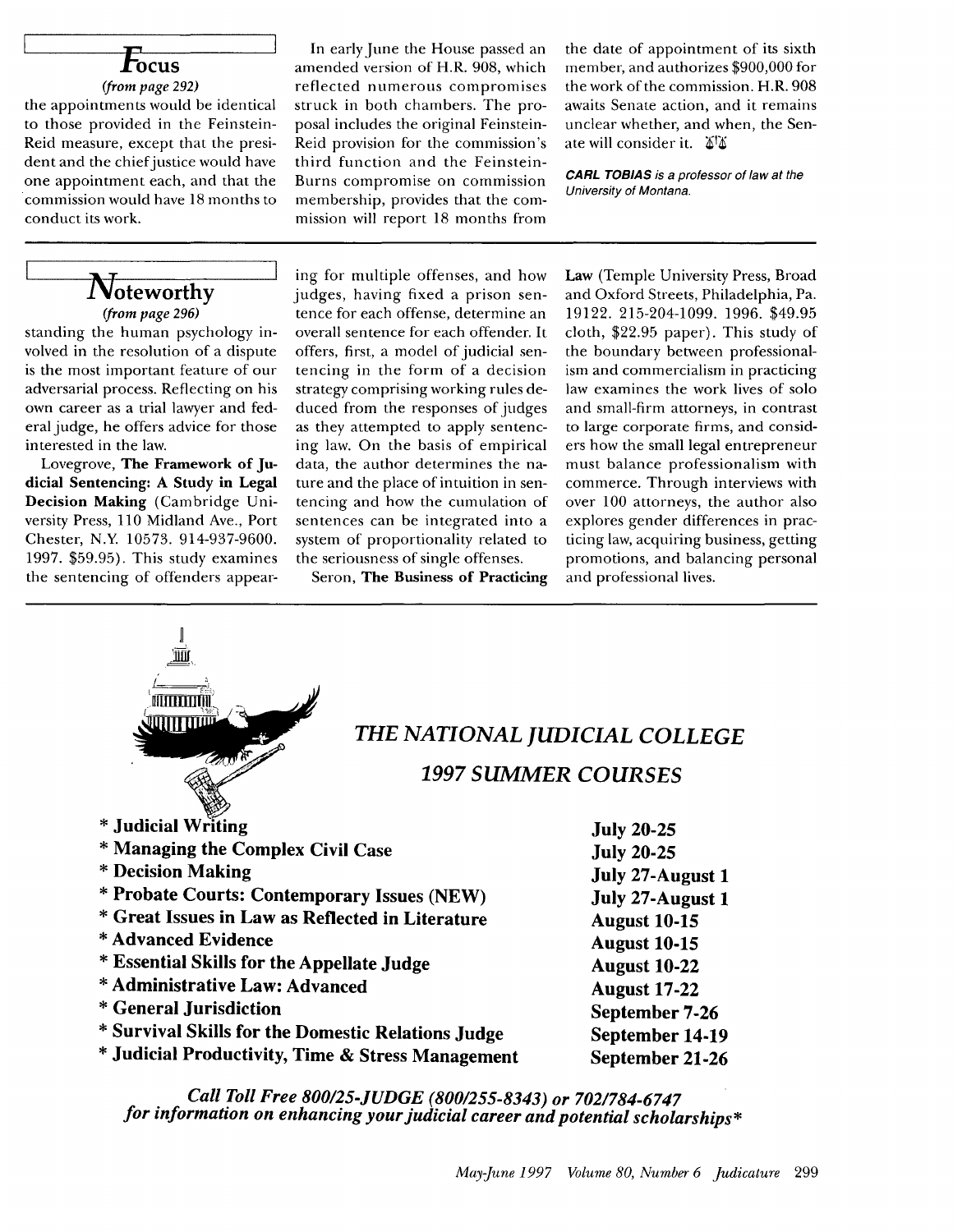## Focus

*(from page 292)*

the appointments would be identical to those provided in the Feinstein-Reid measure, except that the president and the chief justice would have one appointment each, and that the commission would have 18 months to conduct its work.

In early June the House passed an amended version of H.R. 908, which reflected numerous compromises struck in both chambers. The proposal includes the original Feinstein-Reid provision for the commission's third function and the Feinstein-Burns compromise on commission membership, provides that the commission will report 18 months from the date of appointment of its sixth member, and authorizes $900,000 for the work of the commission. H.R. 908 awaits Senate action, and it remains unclear whether, and when, the Senate will consider it.

***CARL TOBIAS** is a professor of law at the University of Montana.*

## Noteworthy

*(from page 296)*

standing the human psychology involved in the resolution of a dispute is the most important feature of our adversarial process. Reflecting on his own career as a trial lawyer and federal judge, he offers advice for those interested in the law.

Lovegrove, **The Framework of Judicial Sentencing: A Study in Legal Decision Making** (Cambridge University Press, 110 Midland Ave., Port Chester, N.Y. 10573. 914-937-9600. 1997. $59.95). This study examines the sentencing of offenders appearing for multiple offenses, and how judges, having fixed a prison sentence for each offense, determine an overall sentence for each offender. It offers, first, a model of judicial sentencing in the form of a decision strategy comprising working rules deduced from the responses of judges as they attempted to apply sentencing law. On the basis of empirical data, the author determines the nature and the place of intuition in sentencing and how the cumulation of sentences can be integrated into a system of proportionality related to the seriousness of single offenses.

Seron, **The Business of Practicing Law** (Temple University Press, Broad and Oxford Streets, Philadelphia, Pa. 19122. 215-204-1099. 1996. $49.95 cloth, $22.95 paper). This study of the boundary between professionalism and commercialism in practicing law examines the work lives of solo and small-firm attorneys, in contrast to large corporate firms, and considers how the small legal entrepreneur must balance professionalism with commerce. Through interviews with over 100 attorneys, the author also explores gender differences in practicing law, acquiring business, getting promotions, and balancing personal and professional lives.

## *THE NATIONAL JUDICIAL COLLEGE*

### *1997 SUMMER COURSES*

| | |
|---|---|
| * **Judicial Writing** | **July 20-25** |
| * **Managing the Complex Civil Case** | **July 20-25** |
| * **Decision Making** | **July 27-August 1** |
| * **Probate Courts: Contemporary Issues (NEW)** | **July 27-August 1** |
| * **Great Issues in Law as Reflected in Literature** | **August 10-15** |
| * **Advanced Evidence** | **August 10-15** |
| * **Essential Skills for the Appellate Judge** | **August 10-22** |
| * **Administrative Law: Advanced** | **August 17-22** |
| * **General Jurisdiction** | **September 7-26** |
| * **Survival Skills for the Domestic Relations Judge** | **September 14-19** |
| * **Judicial Productivity, Time & Stress Management** | **September 21-26** |

***Call Toll Free 800/25-JUDGE (800/255-8343) or 702/784-6747 for information on enhancing your judicial career and potential scholarships****